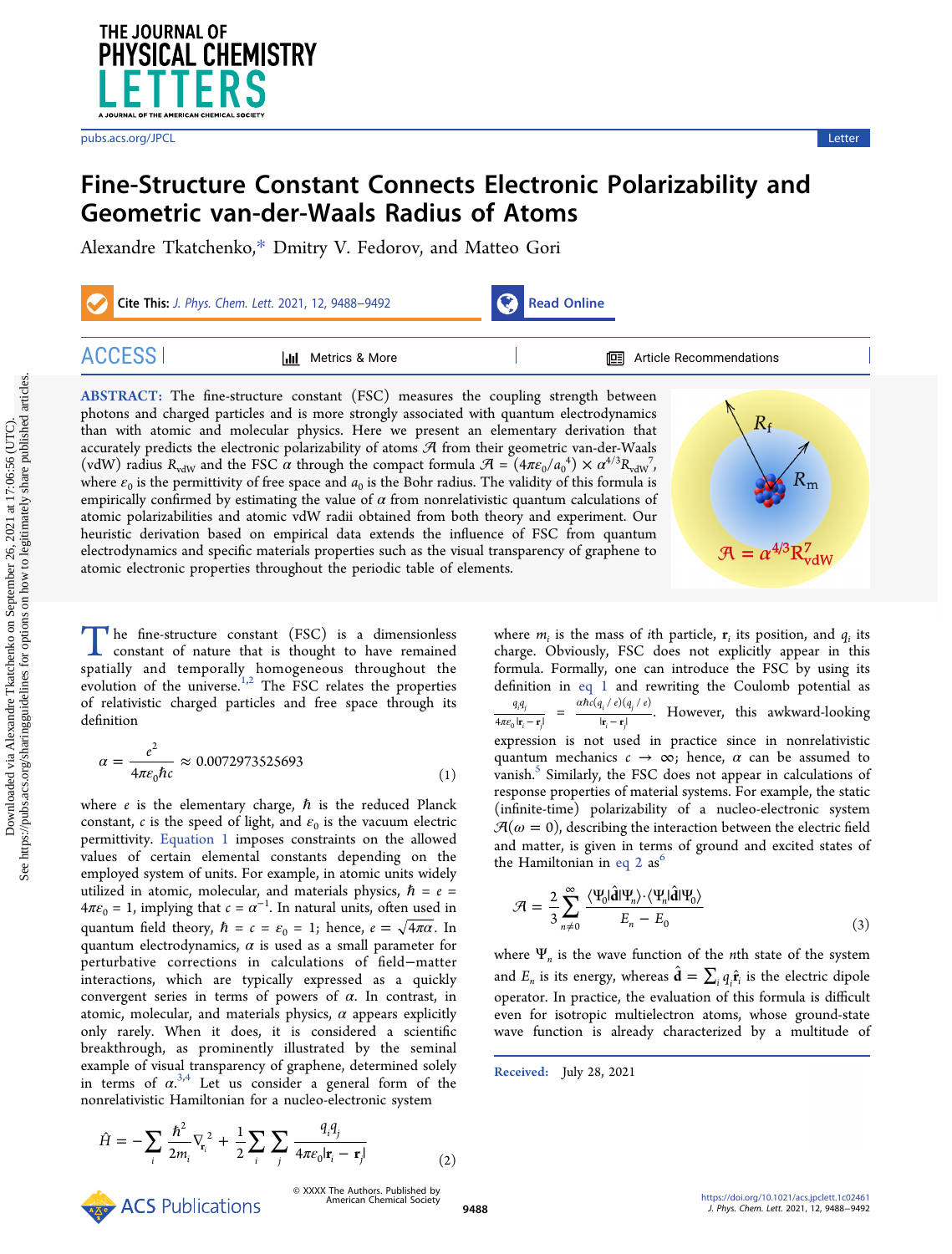# Fine-Structure Constant Connects Electronic Polarizability and Geometric van-der-Waals Radius of Atoms

Alexandre Tkatchenko,* Dmitry V. Fedorov, and Matteo Gori

**ABSTRACT:** The fine-structure constant (FSC) measures the coupling strength between photons and charged particles and is more strongly associated with quantum electrodynamics than with atomic and molecular physics. Here we present an elementary derivation that accurately predicts the electronic polarizability of atoms $\mathcal{A}$ from their geometric van-der-Waals (vdW) radius $R_{\mathrm{vdW}}$ and the FSC $\alpha$ through the compact formula $\mathcal{A} = (4\pi\varepsilon_0/a_0^4) \times \alpha^{4/3} R_{\mathrm{vdW}}^7$, where $\varepsilon_0$ is the permittivity of free space and $a_0$ is the Bohr radius. The validity of this formula is empirically confirmed by estimating the value of $\alpha$ from nonrelativistic quantum calculations of atomic polarizabilities and atomic vdW radii obtained from both theory and experiment. Our heuristic derivation based on empirical data extends the influence of FSC from quantum electrodynamics and specific materials properties such as the visual transparency of graphene to atomic electronic properties throughout the periodic table of elements.

The fine-structure constant (FSC) is a dimensionless constant of nature that is thought to have remained spatially and temporally homogeneous throughout the evolution of the universe.[1,2] The FSC relates the properties of relativistic charged particles and free space through its definition

$$\alpha = \frac{e^2}{4\pi\varepsilon_0 \hbar c} \approx 0.0072973525693 \tag{1}$$

where $e$ is the elementary charge, $\hbar$ is the reduced Planck constant, $c$ is the speed of light, and $\varepsilon_0$ is the vacuum electric permittivity. Equation 1 imposes constraints on the allowed values of certain elemental constants depending on the employed system of units. For example, in atomic units widely utilized in atomic, molecular, and materials physics, $\hbar = e = 4\pi\varepsilon_0 = 1$, implying that $c = \alpha^{-1}$. In natural units, often used in quantum field theory, $\hbar = c = \varepsilon_0 = 1$; hence, $e = \sqrt{4\pi\alpha}$. In quantum electrodynamics, $\alpha$ is used as a small parameter for perturbative corrections in calculations of field–matter interactions, which are typically expressed as a quickly convergent series in terms of powers of $\alpha$. In contrast, in atomic, molecular, and materials physics, $\alpha$ appears explicitly only rarely. When it does, it is considered a scientific breakthrough, as prominently illustrated by the seminal example of visual transparency of graphene, determined solely in terms of $\alpha$.[3,4] Let us consider a general form of the nonrelativistic Hamiltonian for a nucleo-electronic system

$$\hat{H} = -\sum_i \frac{\hbar^2}{2m_i}\nabla_{\mathbf{r}_i}^2 + \frac{1}{2}\sum_i \sum_j \frac{q_i q_j}{4\pi\varepsilon_0 |\mathbf{r}_i - \mathbf{r}_j|} \tag{2}$$

where $m_i$ is the mass of $i$th particle, $\mathbf{r}_i$ its position, and $q_i$ its charge. Obviously, FSC does not explicitly appear in this formula. Formally, one can introduce the FSC by using its definition in eq 1 and rewriting the Coulomb potential as $\frac{q_i q_j}{4\pi\varepsilon_0|\mathbf{r}_i - \mathbf{r}_j|} = \frac{\alpha\hbar c (q_i/e)(q_j/e)}{|\mathbf{r}_i - \mathbf{r}_j|}$. However, this awkward-looking expression is not used in practice since in nonrelativistic quantum mechanics $c \to \infty$; hence, $\alpha$ can be assumed to vanish.[5] Similarly, the FSC does not appear in calculations of response properties of material systems. For example, the static (infinite-time) polarizability of a nucleo-electronic system $\mathcal{A}(\omega = 0)$, describing the interaction between the electric field and matter, is given in terms of ground and excited states of the Hamiltonian in eq 2 as[6]

$$\mathcal{A} = \frac{2}{3}\sum_{n\neq 0}^{\infty} \frac{\langle\Psi_0|\hat{\mathbf{d}}|\Psi_n\rangle \cdot \langle\Psi_n|\hat{\mathbf{d}}|\Psi_0\rangle}{E_n - E_0} \tag{3}$$

where $\Psi_n$ is the wave function of the $n$th state of the system and $E_n$ is its energy, whereas $\hat{\mathbf{d}} = \sum_i q_i \hat{\mathbf{r}}_i$ is the electric dipole operator. In practice, the evaluation of this formula is difficult even for isotropic multielectron atoms, whose ground-state wave function is already characterized by a multitude of

Received: July 28, 2021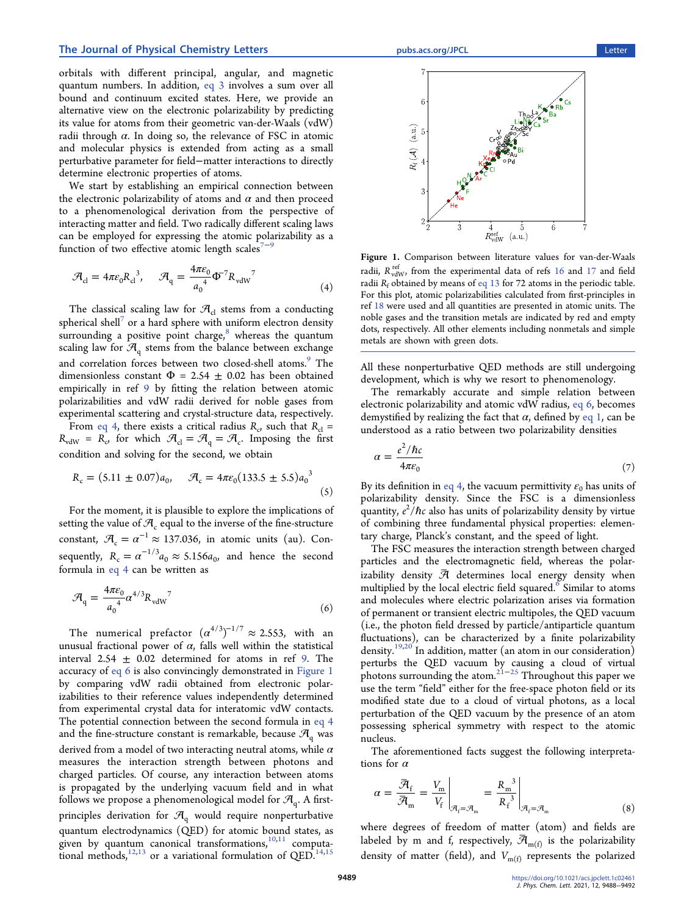orbitals with different principal, angular, and magnetic quantum numbers. In addition, eq 3 involves a sum over all bound and continuum excited states. Here, we provide an alternative view on the electronic polarizability by predicting its value for atoms from their geometric van-der-Waals (vdW) radii through $\alpha$. In doing so, the relevance of FSC in atomic and molecular physics is extended from acting as a small perturbative parameter for field−matter interactions to directly determine electronic properties of atoms.

We start by establishing an empirical connection between the electronic polarizability of atoms and $\alpha$ and then proceed to a phenomenological derivation from the perspective of interacting matter and field. Two radically different scaling laws can be employed for expressing the atomic polarizability as a function of two effective atomic length scales[7−9]

$$\mathcal{A}_{\mathrm{cl}} = 4\pi\varepsilon_0 {R_{\mathrm{cl}}}^3, \quad \mathcal{A}_{\mathrm{q}} = \frac{4\pi\varepsilon_0}{{a_0}^4}\Phi^{-7}{R_{\mathrm{vdW}}}^7 \tag{4}$$

The classical scaling law for $\mathcal{A}_{\mathrm{cl}}$ stems from a conducting spherical shell[7] or a hard sphere with uniform electron density surrounding a positive point charge,[8] whereas the quantum scaling law for $\mathcal{A}_{\mathrm{q}}$ stems from the balance between exchange and correlation forces between two closed-shell atoms.[9] The dimensionless constant $\Phi = 2.54 \pm 0.02$ has been obtained empirically in ref 9 by fitting the relation between atomic polarizabilities and vdW radii derived for noble gases from experimental scattering and crystal-structure data, respectively.

From eq 4, there exists a critical radius $R_c$, such that $R_{\mathrm{cl}} = R_{\mathrm{vdW}} = R_c$, for which $\mathcal{A}_{\mathrm{cl}} = \mathcal{A}_{\mathrm{q}} = \mathcal{A}_c$. Imposing the first condition and solving for the second, we obtain

$$R_c = (5.11 \pm 0.07)a_0, \quad \mathcal{A}_c = 4\pi\varepsilon_0(133.5 \pm 5.5){a_0}^3 \tag{5}$$

For the moment, it is plausible to explore the implications of setting the value of $\mathcal{A}_c$ equal to the inverse of the fine-structure constant, $\mathcal{A}_c = \alpha^{-1} \approx 137.036$, in atomic units (au). Consequently, $R_c = \alpha^{-1/3}a_0 \approx 5.156a_0$, and hence the second formula in eq 4 can be written as

$$\mathcal{A}_{\mathrm{q}} = \frac{4\pi\varepsilon_0}{{a_0}^4}\alpha^{4/3}{R_{\mathrm{vdW}}}^7 \tag{6}$$

The numerical prefactor $(\alpha^{4/3})^{-1/7} \approx 2.553$, with an unusual fractional power of $\alpha$, falls well within the statistical interval $2.54 \pm 0.02$ determined for atoms in ref 9. The accuracy of eq 6 is also convincingly demonstrated in Figure 1 by comparing vdW radii obtained from electronic polarizabilities to their reference values independently determined from experimental crystal data for interatomic vdW contacts. The potential connection between the second formula in eq 4 and the fine-structure constant is remarkable, because $\mathcal{A}_{\mathrm{q}}$ was derived from a model of two interacting neutral atoms, while $\alpha$ measures the interaction strength between photons and charged particles. Of course, any interaction between atoms is propagated by the underlying vacuum field and in what follows we propose a phenomenological model for $\mathcal{A}_{\mathrm{q}}$. A first-principles derivation for $\mathcal{A}_{\mathrm{q}}$ would require nonperturbative quantum electrodynamics (QED) for atomic bound states, as given by quantum canonical transformations,[10,11] computational methods,[12,13] or a variational formulation of QED.[14,15]

Figure 1. Comparison between literature values for van-der-Waals radii, $R_{\mathrm{vdW}}^{\mathrm{ref}}$, from the experimental data of refs 16 and 17 and field radii $R_{\mathrm{f}}$ obtained by means of eq 13 for 72 atoms in the periodic table. For this plot, atomic polarizabilities calculated from first-principles in ref 18 were used and all quantities are presented in atomic units. The noble gases and the transition metals are indicated by red and empty dots, respectively. All other elements including nonmetals and simple metals are shown with green dots.

All these nonperturbative QED methods are still undergoing development, which is why we resort to phenomenology.

The remarkably accurate and simple relation between electronic polarizability and atomic vdW radius, eq 6, becomes demystified by realizing the fact that $\alpha$, defined by eq 1, can be understood as a ratio between two polarizability densities

$$\alpha = \frac{e^2/\hbar c}{4\pi\varepsilon_0} \tag{7}$$

By its definition in eq 4, the vacuum permittivity $\varepsilon_0$ has units of polarizability density. Since the FSC is a dimensionless quantity, $e^2/\hbar c$ also has units of polarizability density by virtue of combining three fundamental physical properties: elementary charge, Planck's constant, and the speed of light.

The FSC measures the interaction strength between charged particles and the electromagnetic field, whereas the polarizability density $\bar{\mathcal{A}}$ determines local energy density when multiplied by the local electric field squared.[6] Similar to atoms and molecules where electric polarization arises via formation of permanent or transient electric multipoles, the QED vacuum (i.e., the photon field dressed by particle/antiparticle quantum fluctuations), can be characterized by a finite polarizability density.[19,20] In addition, matter (an atom in our consideration) perturbs the QED vacuum by causing a cloud of virtual photons surrounding the atom.[21−25] Throughout this paper we use the term "field" either for the free-space photon field or its modified state due to a cloud of virtual photons, as a local perturbation of the QED vacuum by the presence of an atom possessing spherical symmetry with respect to the atomic nucleus.

The aforementioned facts suggest the following interpretations for $\alpha$

$$\alpha = \frac{\bar{\mathcal{A}}_{\mathrm{f}}}{\bar{\mathcal{A}}_{\mathrm{m}}} = \left.\frac{V_{\mathrm{m}}}{V_{\mathrm{f}}}\right|_{\mathcal{A}_{\mathrm{f}}=\mathcal{A}_{\mathrm{m}}} = \left.\frac{{R_{\mathrm{m}}}^3}{{R_{\mathrm{f}}}^3}\right|_{\mathcal{A}_{\mathrm{f}}=\mathcal{A}_{\mathrm{m}}} \tag{8}$$

where degrees of freedom of matter (atom) and fields are labeled by m and f, respectively, $\bar{\mathcal{A}}_{\mathrm{m(f)}}$ is the polarizability density of matter (field), and $V_{\mathrm{m(f)}}$ represents the polarized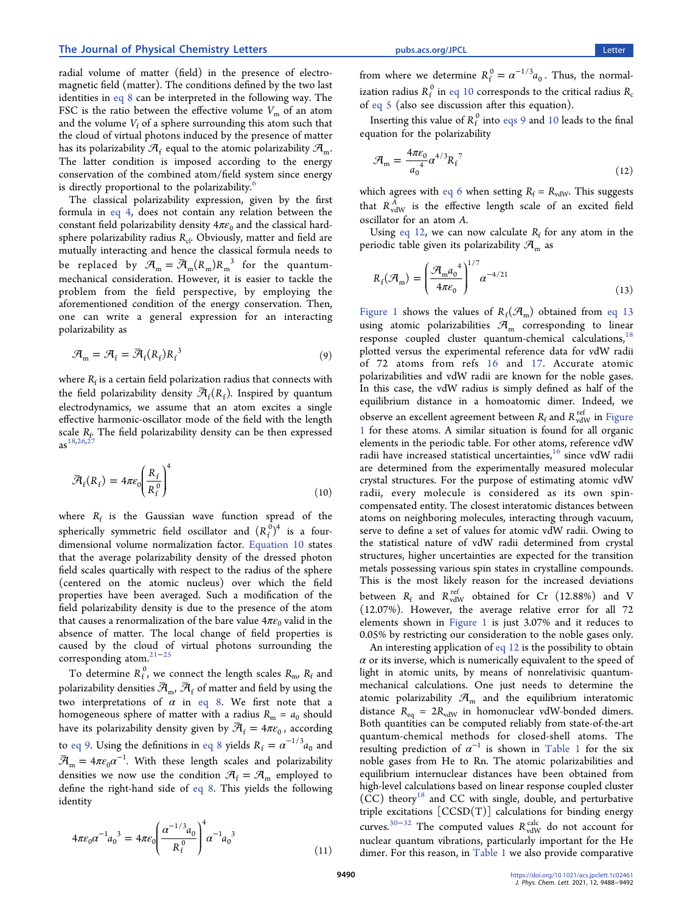radial volume of matter (field) in the presence of electromagnetic field (matter). The conditions defined by the two last identities in eq 8 can be interpreted in the following way. The FSC is the ratio between the effective volume $V_m$ of an atom and the volume $V_f$ of a sphere surrounding this atom such that the cloud of virtual photons induced by the presence of matter has its polarizability $\mathcal{A}_f$ equal to the atomic polarizability $\mathcal{A}_m$. The latter condition is imposed according to the energy conservation of the combined atom/field system since energy is directly proportional to the polarizability.[6]

The classical polarizability expression, given by the first formula in eq 4, does not contain any relation between the constant field polarizability density $4\pi\varepsilon_0$ and the classical hard-sphere polarizability radius $R_{cl}$. Obviously, matter and field are mutually interacting and hence the classical formula needs to be replaced by $\mathcal{A}_m = \bar{\mathcal{A}}_m(R_m)R_m^{\,3}$ for the quantum-mechanical consideration. However, it is easier to tackle the problem from the field perspective, by employing the aforementioned condition of the energy conservation. Then, one can write a general expression for an interacting polarizability as

$$\mathcal{A}_m = \mathcal{A}_f = \bar{\mathcal{A}}_f(R_f)R_f^{\,3} \tag{9}$$

where $R_f$ is a certain field polarization radius that connects with the field polarizability density $\bar{\mathcal{A}}_f(R_f)$. Inspired by quantum electrodynamics, we assume that an atom excites a single effective harmonic-oscillator mode of the field with the length scale $R_f$. The field polarizability density can be then expressed as[18,26,27]

$$\bar{\mathcal{A}}_f(R_f) = 4\pi\varepsilon_0\left(\frac{R_f}{R_f^{\,0}}\right)^4 \tag{10}$$

where $R_f$ is the Gaussian wave function spread of the spherically symmetric field oscillator and $(R_f^{\,0})^4$ is a four-dimensional volume normalization factor. Equation 10 states that the average polarizability density of the dressed photon field scales quartically with respect to the radius of the sphere (centered on the atomic nucleus) over which the field properties have been averaged. Such a modification of the field polarizability density is due to the presence of the atom that causes a renormalization of the bare value $4\pi\varepsilon_0$ valid in the absence of matter. The local change of field properties is caused by the cloud of virtual photons surrounding the corresponding atom.[21−25]

To determine $R_f^{\,0}$, we connect the length scales $R_m$, $R_f$ and polarizability densities $\bar{\mathcal{A}}_m$, $\bar{\mathcal{A}}_f$ of matter and field by using the two interpretations of $\alpha$ in eq 8. We first note that a homogeneous sphere of matter with a radius $R_m = a_0$ should have its polarizability density given by $\bar{\mathcal{A}}_f = 4\pi\varepsilon_0$, according to eq 9. Using the definitions in eq 8 yields $R_f = \alpha^{-1/3}a_0$ and $\bar{\mathcal{A}}_m = 4\pi\varepsilon_0\alpha^{-1}$. With these length scales and polarizability densities we now use the condition $\mathcal{A}_f = \mathcal{A}_m$ employed to define the right-hand side of eq 8. This yields the following identity

$$4\pi\varepsilon_0\alpha^{-1}a_0^{\,3} = 4\pi\varepsilon_0\left(\frac{\alpha^{-1/3}a_0}{R_f^{\,0}}\right)^4\alpha^{-1}a_0^{\,3} \tag{11}$$

from where we determine $R_f^{\,0} = \alpha^{-1/3}a_0$. Thus, the normalization radius $R_f^{\,0}$ in eq 10 corresponds to the critical radius $R_c$ of eq 5 (also see discussion after this equation).

Inserting this value of $R_f^{\,0}$ into eqs 9 and 10 leads to the final equation for the polarizability

$$\mathcal{A}_m = \frac{4\pi\varepsilon_0}{a_0^{\,4}}\alpha^{4/3}R_f^{\,7} \tag{12}$$

which agrees with eq 6 when setting $R_f = R_{vdW}$. This suggests that $R_{vdW}^{A}$ is the effective length scale of an excited field oscillator for an atom $A$.

Using eq 12, we can now calculate $R_f$ for any atom in the periodic table given its polarizability $\mathcal{A}_m$ as

$$R_f(\mathcal{A}_m) = \left(\frac{\mathcal{A}_m a_0^{\,4}}{4\pi\varepsilon_0}\right)^{1/7}\alpha^{-4/21} \tag{13}$$

Figure 1 shows the values of $R_f(\mathcal{A}_m)$ obtained from eq 13 using atomic polarizabilities $\mathcal{A}_m$ corresponding to linear response coupled cluster quantum-chemical calculations,[18] plotted versus the experimental reference data for vdW radii of 72 atoms from refs 16 and 17. Accurate atomic polarizabilities and vdW radii are known for the noble gases. In this case, the vdW radius is simply defined as half of the equilibrium distance in a homoatomic dimer. Indeed, we observe an excellent agreement between $R_f$ and $R_{vdW}^{ref}$ in Figure 1 for these atoms. A similar situation is found for all organic elements in the periodic table. For other atoms, reference vdW radii have increased statistical uncertainties,[16] since vdW radii are determined from the experimentally measured molecular crystal structures. For the purpose of estimating atomic vdW radii, every molecule is considered as its own spin-compensated entity. The closest interatomic distances between atoms on neighboring molecules, interacting through vacuum, serve to define a set of values for atomic vdW radii. Owing to the statistical nature of vdW radii determined from crystal structures, higher uncertainties are expected for the transition metals possessing various spin states in crystalline compounds. This is the most likely reason for the increased deviations between $R_f$ and $R_{vdW}^{ref}$ obtained for Cr (12.88%) and V (12.07%). However, the average relative error for all 72 elements shown in Figure 1 is just 3.07% and it reduces to 0.05% by restricting our consideration to the noble gases only.

An interesting application of eq 12 is the possibility to obtain $\alpha$ or its inverse, which is numerically equivalent to the speed of light in atomic units, by means of nonrelativisic quantum-mechanical calculations. One just needs to determine the atomic polarizability $\mathcal{A}_m$ and the equilibrium interatomic distance $R_{eq} = 2R_{vdW}$ in homonuclear vdW-bonded dimers. Both quantities can be computed reliably from state-of-the-art quantum-chemical methods for closed-shell atoms. The resulting prediction of $\alpha^{-1}$ is shown in Table 1 for the six noble gases from He to Rn. The atomic polarizabilities and equilibrium internuclear distances have been obtained from high-level calculations based on linear response coupled cluster (CC) theory[18] and CC with single, double, and perturbative triple excitations [CCSD(T)] calculations for binding energy curves.[30−32] The computed values $R_{vdW}^{calc}$ do not account for nuclear quantum vibrations, particularly important for the He dimer. For this reason, in Table 1 we also provide comparative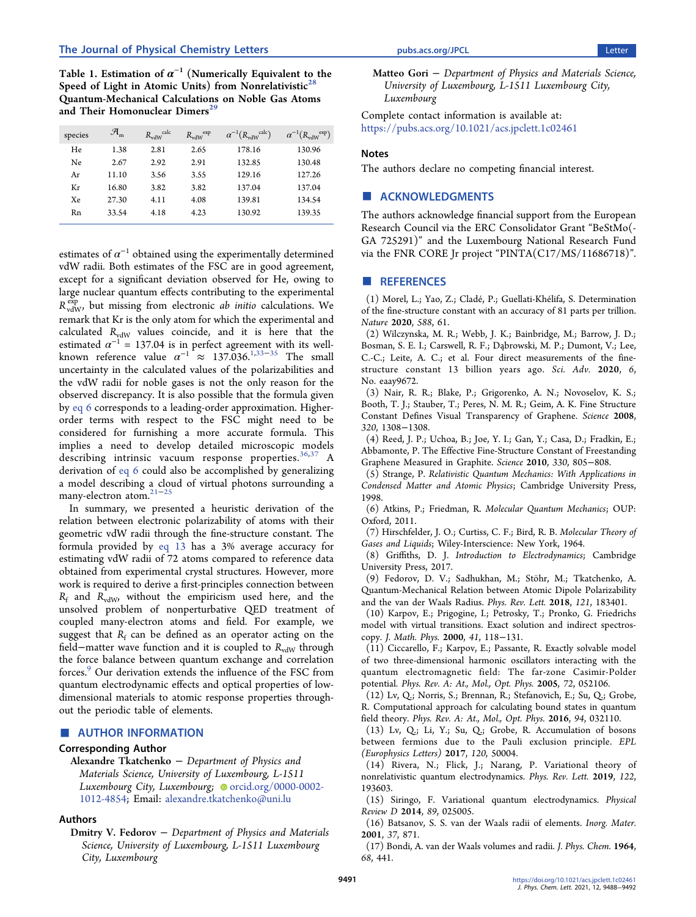**Table 1. Estimation of $\alpha^{-1}$ (Numerically Equivalent to the Speed of Light in Atomic Units) from Nonrelativistic[28] Quantum-Mechanical Calculations on Noble Gas Atoms and Their Homonuclear Dimers[29]**

| species | $\mathcal{A}_{\mathrm{m}}$ | $R_{\mathrm{vdW}}^{\mathrm{calc}}$ | $R_{\mathrm{vdW}}^{\mathrm{exp}}$ | $\alpha^{-1}(R_{\mathrm{vdW}}^{\mathrm{calc}})$ | $\alpha^{-1}(R_{\mathrm{vdW}}^{\mathrm{exp}})$ |
|---|---|---|---|---|---|
| He | 1.38 | 2.81 | 2.65 | 178.16 | 130.96 |
| Ne | 2.67 | 2.92 | 2.91 | 132.85 | 130.48 |
| Ar | 11.10 | 3.56 | 3.55 | 129.16 | 127.26 |
| Kr | 16.80 | 3.82 | 3.82 | 137.04 | 137.04 |
| Xe | 27.30 | 4.11 | 4.08 | 139.81 | 134.54 |
| Rn | 33.54 | 4.18 | 4.23 | 130.92 | 139.35 |

estimates of $\alpha^{-1}$ obtained using the experimentally determined vdW radii. Both estimates of the FSC are in good agreement, except for a significant deviation observed for He, owing to large nuclear quantum effects contributing to the experimental $R_{\mathrm{vdW}}^{\mathrm{exp}}$, but missing from electronic *ab initio* calculations. We remark that Kr is the only atom for which the experimental and calculated $R_{\mathrm{vdW}}$ values coincide, and it is here that the estimated $\alpha^{-1} = 137.04$ is in perfect agreement with its well-known reference value $\alpha^{-1} \approx 137.036$.[1,33−35] The small uncertainty in the calculated values of the polarizabilities and the vdW radii for noble gases is not the only reason for the observed discrepancy. It is also possible that the formula given by eq 6 corresponds to a leading-order approximation. Higher-order terms with respect to the FSC might need to be considered for furnishing a more accurate formula. This implies a need to develop detailed microscopic models describing intrinsic vacuum response properties.[36,37] A derivation of eq 6 could also be accomplished by generalizing a model describing a cloud of virtual photons surrounding a many-electron atom.[21−25]

In summary, we presented a heuristic derivation of the relation between electronic polarizability of atoms with their geometric vdW radii through the fine-structure constant. The formula provided by eq 13 has a 3% average accuracy for estimating vdW radii of 72 atoms compared to reference data obtained from experimental crystal structures. However, more work is required to derive a first-principles connection between $R_{\mathrm{f}}$ and $R_{\mathrm{vdW}}$, without the empiricism used here, and the unsolved problem of nonperturbative QED treatment of coupled many-electron atoms and field. For example, we suggest that $R_{\mathrm{f}}$ can be defined as an operator acting on the field−matter wave function and it is coupled to $R_{\mathrm{vdW}}$ through the force balance between quantum exchange and correlation forces.[9] Our derivation extends the influence of the FSC from quantum electrodynamic effects and optical properties of low-dimensional materials to atomic response properties throughout the periodic table of elements.

## AUTHOR INFORMATION

### Corresponding Author

**Alexandre Tkatchenko** − Department of Physics and Materials Science, University of Luxembourg, L-1511 Luxembourg City, Luxembourg; orcid.org/0000-0002-1012-4854; Email: alexandre.tkatchenko@uni.lu

### Authors

**Dmitry V. Fedorov** − Department of Physics and Materials Science, University of Luxembourg, L-1511 Luxembourg City, Luxembourg

**Matteo Gori** − Department of Physics and Materials Science, University of Luxembourg, L-1511 Luxembourg City, Luxembourg

Complete contact information is available at: https://pubs.acs.org/10.1021/acs.jpclett.1c02461

### Notes

The authors declare no competing financial interest.

## ACKNOWLEDGMENTS

The authors acknowledge financial support from the European Research Council via the ERC Consolidator Grant "BeStMo(-GA 725291)" and the Luxembourg National Research Fund via the FNR CORE Jr project "PINTA(C17/MS/11686718)".

## REFERENCES

(1) Morel, L.; Yao, Z.; Cladé, P.; Guellati-Khélifa, S. Determination of the fine-structure constant with an accuracy of 81 parts per trillion. *Nature* **2020**, *588*, 61.

(2) Wilczynska, M. R.; Webb, J. K.; Bainbridge, M.; Barrow, J. D.; Bosman, S. E. I.; Carswell, R. F.; Dąbrowski, M. P.; Dumont, V.; Lee, C.-C.; Leite, A. C.; et al. Four direct measurements of the fine-structure constant 13 billion years ago. *Sci. Adv.* **2020**, *6*, No. eaay9672.

(3) Nair, R. R.; Blake, P.; Grigorenko, A. N.; Novoselov, K. S.; Booth, T. J.; Stauber, T.; Peres, N. M. R.; Geim, A. K. Fine Structure Constant Defines Visual Transparency of Graphene. *Science* **2008**, *320*, 1308−1308.

(4) Reed, J. P.; Uchoa, B.; Joe, Y. I.; Gan, Y.; Casa, D.; Fradkin, E.; Abbamonte, P. The Effective Fine-Structure Constant of Freestanding Graphene Measured in Graphite. *Science* **2010**, *330*, 805−808.

(5) Strange, P. *Relativistic Quantum Mechanics: With Applications in Condensed Matter and Atomic Physics*; Cambridge University Press, 1998.

(6) Atkins, P.; Friedman, R. *Molecular Quantum Mechanics*; OUP: Oxford, 2011.

(7) Hirschfelder, J. O.; Curtiss, C. F.; Bird, R. B. *Molecular Theory of Gases and Liquids*; Wiley-Interscience: New York, 1964.

(8) Griffiths, D. J. *Introduction to Electrodynamics*; Cambridge University Press, 2017.

(9) Fedorov, D. V.; Sadhukhan, M.; Stöhr, M.; Tkatchenko, A. Quantum-Mechanical Relation between Atomic Dipole Polarizability and the van der Waals Radius. *Phys. Rev. Lett.* **2018**, *121*, 183401.

(10) Karpov, E.; Prigogine, I.; Petrosky, T.; Pronko, G. Friedrichs model with virtual transitions. Exact solution and indirect spectroscopy. *J. Math. Phys.* **2000**, *41*, 118−131.

(11) Ciccarello, F.; Karpov, E.; Passante, R. Exactly solvable model of two three-dimensional harmonic oscillators interacting with the quantum electromagnetic field: The far-zone Casimir-Polder potential. *Phys. Rev. A: At., Mol., Opt. Phys.* **2005**, *72*, 052106.

(12) Lv, Q.; Norris, S.; Brennan, R.; Stefanovich, E.; Su, Q.; Grobe, R. Computational approach for calculating bound states in quantum field theory. *Phys. Rev. A: At., Mol., Opt. Phys.* **2016**, *94*, 032110.

(13) Lv, Q.; Li, Y.; Su, Q.; Grobe, R. Accumulation of bosons between fermions due to the Pauli exclusion principle. *EPL (Europhysics Letters)* **2017**, *120*, 50004.

(14) Rivera, N.; Flick, J.; Narang, P. Variational theory of nonrelativistic quantum electrodynamics. *Phys. Rev. Lett.* **2019**, *122*, 193603.

(15) Siringo, F. Variational quantum electrodynamics. *Physical Review D* **2014**, *89*, 025005.

(16) Batsanov, S. S. van der Waals radii of elements. *Inorg. Mater.* **2001**, *37*, 871.

(17) Bondi, A. van der Waals volumes and radii. *J. Phys. Chem.* **1964**, *68*, 441.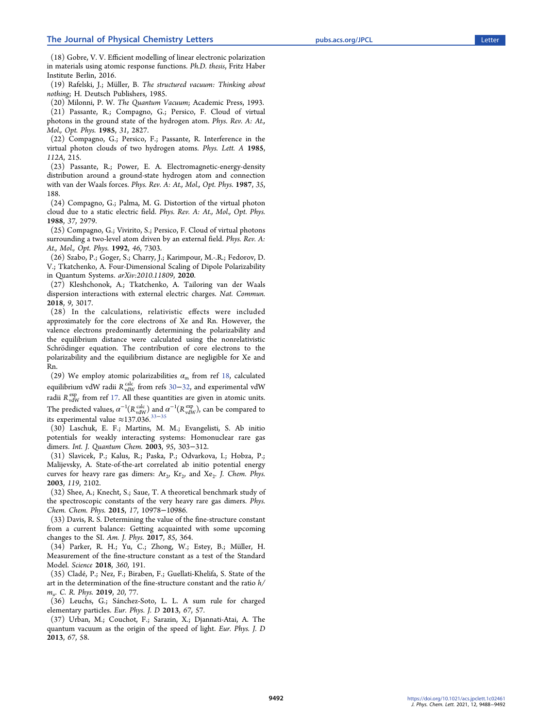(18) Gobre, V. V. Efficient modelling of linear electronic polarization in materials using atomic response functions. *Ph.D. thesis*, Fritz Haber Institute Berlin, 2016.

(19) Rafelski, J.; Müller, B. *The structured vacuum: Thinking about nothing*; H. Deutsch Publishers, 1985.

(20) Milonni, P. W. *The Quantum Vacuum*; Academic Press, 1993.

(21) Passante, R.; Compagno, G.; Persico, F. Cloud of virtual photons in the ground state of the hydrogen atom. *Phys. Rev. A: At., Mol., Opt. Phys.* **1985**, *31*, 2827.

(22) Compagno, G.; Persico, F.; Passante, R. Interference in the virtual photon clouds of two hydrogen atoms. *Phys. Lett. A* **1985**, *112A*, 215.

(23) Passante, R.; Power, E. A. Electromagnetic-energy-density distribution around a ground-state hydrogen atom and connection with van der Waals forces. *Phys. Rev. A: At., Mol., Opt. Phys.* **1987**, *35*, 188.

(24) Compagno, G.; Palma, M. G. Distortion of the virtual photon cloud due to a static electric field. *Phys. Rev. A: At., Mol., Opt. Phys.* **1988**, *37*, 2979.

(25) Compagno, G.; Vivirito, S.; Persico, F. Cloud of virtual photons surrounding a two-level atom driven by an external field. *Phys. Rev. A: At., Mol., Opt. Phys.* **1992**, *46*, 7303.

(26) Szabo, P.; Goger, S.; Charry, J.; Karimpour, M.-.R.; Fedorov, D. V.; Tkatchenko, A. Four-Dimensional Scaling of Dipole Polarizability in Quantum Systems. *arXiv:2010.11809*, **2020**.

(27) Kleshchonok, A.; Tkatchenko, A. Tailoring van der Waals dispersion interactions with external electric charges. *Nat. Commun.* **2018**, *9*, 3017.

(28) In the calculations, relativistic effects were included approximately for the core electrons of Xe and Rn. However, the valence electrons predominantly determining the polarizability and the equilibrium distance were calculated using the nonrelativistic Schrödinger equation. The contribution of core electrons to the polarizability and the equilibrium distance are negligible for Xe and Rn.

(29) We employ atomic polarizabilities $\alpha_m$ from ref 18, calculated equilibrium vdW radii $R_{vdW}^{calc}$ from refs 30−32, and experimental vdW radii $R_{vdW}^{exp}$ from ref 17. All these quantities are given in atomic units. The predicted values, $\alpha^{-1}(R_{vdW}^{calc})$ and $\alpha^{-1}(R_{vdW}^{exp})$, can be compared to its experimental value ≈137.036.[33−35]

(30) Laschuk, E. F.; Martins, M. M.; Evangelisti, S. Ab initio potentials for weakly interacting systems: Homonuclear rare gas dimers. *Int. J. Quantum Chem.* **2003**, *95*, 303−312.

(31) Slavicek, P.; Kalus, R.; Paska, P.; Odvarkova, I.; Hobza, P.; Malijevsky, A. State-of-the-art correlated ab initio potential energy curves for heavy rare gas dimers: $Ar_2$, $Kr_2$, and $Xe_2$. *J. Chem. Phys.* **2003**, *119*, 2102.

(32) Shee, A.; Knecht, S.; Saue, T. A theoretical benchmark study of the spectroscopic constants of the very heavy rare gas dimers. *Phys. Chem. Chem. Phys.* **2015**, *17*, 10978−10986.

(33) Davis, R. S. Determining the value of the fine-structure constant from a current balance: Getting acquainted with some upcoming changes to the SI. *Am. J. Phys.* **2017**, *85*, 364.

(34) Parker, R. H.; Yu, C.; Zhong, W.; Estey, B.; Müller, H. Measurement of the fine-structure constant as a test of the Standard Model. *Science* **2018**, *360*, 191.

(35) Cladé, P.; Nez, F.; Biraben, F.; Guellati-Khelifa, S. State of the art in the determination of the fine-structure constant and the ratio $h/m_u$. *C. R. Phys.* **2019**, *20*, 77.

(36) Leuchs, G.; Sánchez-Soto, L. L. A sum rule for charged elementary particles. *Eur. Phys. J. D* **2013**, *67*, 57.

(37) Urban, M.; Couchot, F.; Sarazin, X.; Djannati-Atai, A. The quantum vacuum as the origin of the speed of light. *Eur. Phys. J. D* **2013**, *67*, 58.